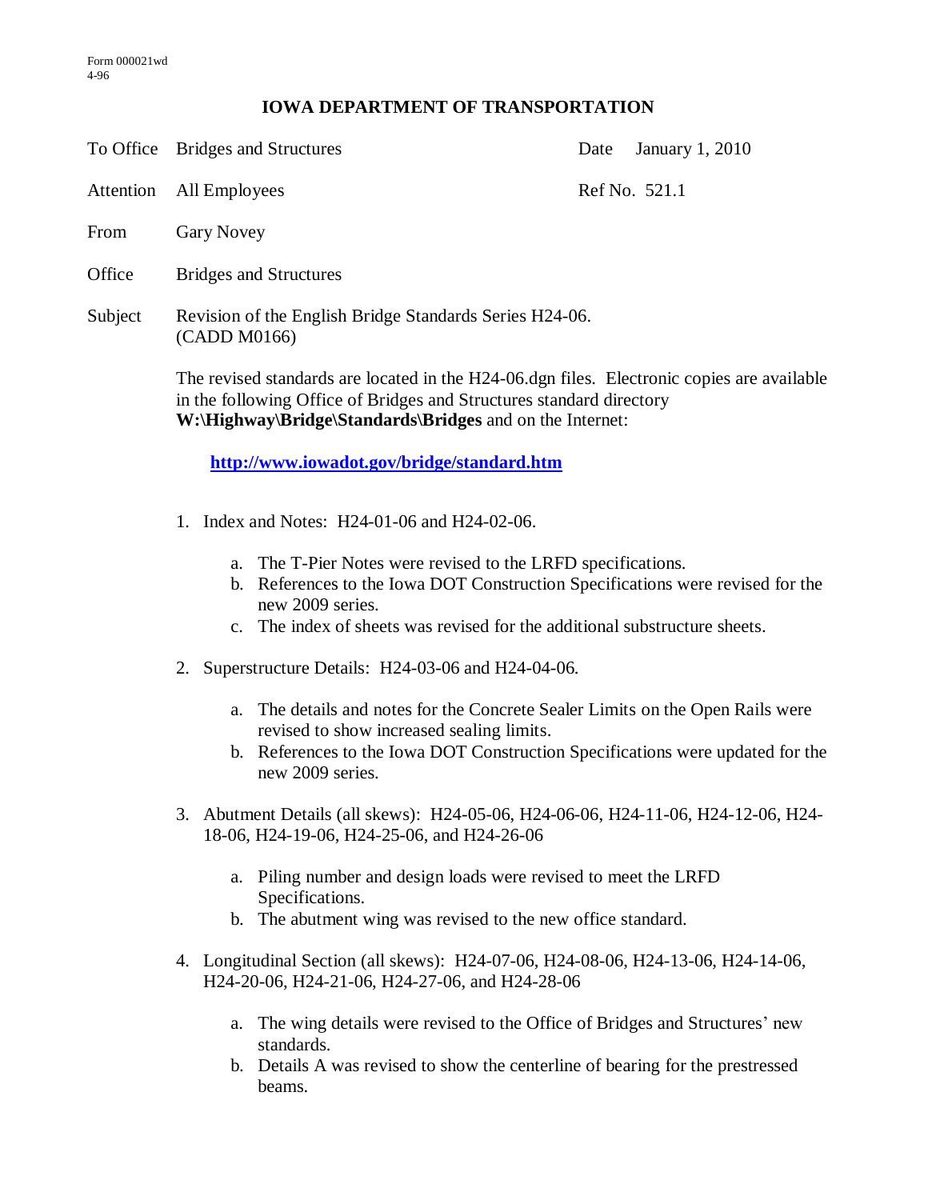Form 000021wd
4-96

# IOWA DEPARTMENT OF TRANSPORTATION

To Office Bridges and Structures

Date January 1, 2010

Attention All Employees

Ref No. 521.1

From Gary Novey

Office Bridges and Structures

Subject Revision of the English Bridge Standards Series H24-06.
(CADD M0166)

The revised standards are located in the H24-06.dgn files. Electronic copies are available in the following Office of Bridges and Structures standard directory **W:\Highway\Bridge\Standards\Bridges** and on the Internet:

**http://www.iowadot.gov/bridge/standard.htm**

1. Index and Notes: H24-01-06 and H24-02-06.
   a. The T-Pier Notes were revised to the LRFD specifications.
   b. References to the Iowa DOT Construction Specifications were revised for the new 2009 series.
   c. The index of sheets was revised for the additional substructure sheets.

2. Superstructure Details: H24-03-06 and H24-04-06.
   a. The details and notes for the Concrete Sealer Limits on the Open Rails were revised to show increased sealing limits.
   b. References to the Iowa DOT Construction Specifications were updated for the new 2009 series.

3. Abutment Details (all skews): H24-05-06, H24-06-06, H24-11-06, H24-12-06, H24-18-06, H24-19-06, H24-25-06, and H24-26-06
   a. Piling number and design loads were revised to meet the LRFD Specifications.
   b. The abutment wing was revised to the new office standard.

4. Longitudinal Section (all skews): H24-07-06, H24-08-06, H24-13-06, H24-14-06, H24-20-06, H24-21-06, H24-27-06, and H24-28-06
   a. The wing details were revised to the Office of Bridges and Structures' new standards.
   b. Details A was revised to show the centerline of bearing for the prestressed beams.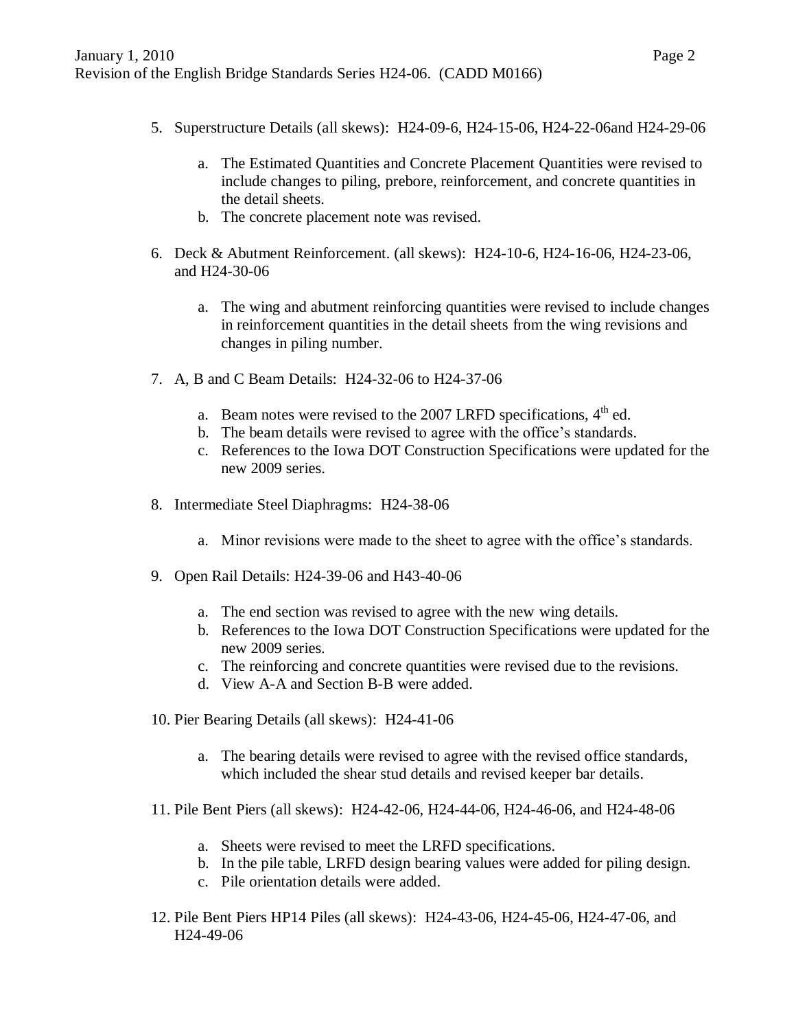5. Superstructure Details (all skews): H24-09-6, H24-15-06, H24-22-06and H24-29-06

    a. The Estimated Quantities and Concrete Placement Quantities were revised to include changes to piling, prebore, reinforcement, and concrete quantities in the detail sheets.
    b. The concrete placement note was revised.

6. Deck & Abutment Reinforcement. (all skews): H24-10-6, H24-16-06, H24-23-06, and H24-30-06

    a. The wing and abutment reinforcing quantities were revised to include changes in reinforcement quantities in the detail sheets from the wing revisions and changes in piling number.

7. A, B and C Beam Details: H24-32-06 to H24-37-06

    a. Beam notes were revised to the 2007 LRFD specifications, 4th ed.
    b. The beam details were revised to agree with the office's standards.
    c. References to the Iowa DOT Construction Specifications were updated for the new 2009 series.

8. Intermediate Steel Diaphragms: H24-38-06

    a. Minor revisions were made to the sheet to agree with the office's standards.

9. Open Rail Details: H24-39-06 and H43-40-06

    a. The end section was revised to agree with the new wing details.
    b. References to the Iowa DOT Construction Specifications were updated for the new 2009 series.
    c. The reinforcing and concrete quantities were revised due to the revisions.
    d. View A-A and Section B-B were added.

10. Pier Bearing Details (all skews): H24-41-06

    a. The bearing details were revised to agree with the revised office standards, which included the shear stud details and revised keeper bar details.

11. Pile Bent Piers (all skews): H24-42-06, H24-44-06, H24-46-06, and H24-48-06

    a. Sheets were revised to meet the LRFD specifications.
    b. In the pile table, LRFD design bearing values were added for piling design.
    c. Pile orientation details were added.

12. Pile Bent Piers HP14 Piles (all skews): H24-43-06, H24-45-06, H24-47-06, and H24-49-06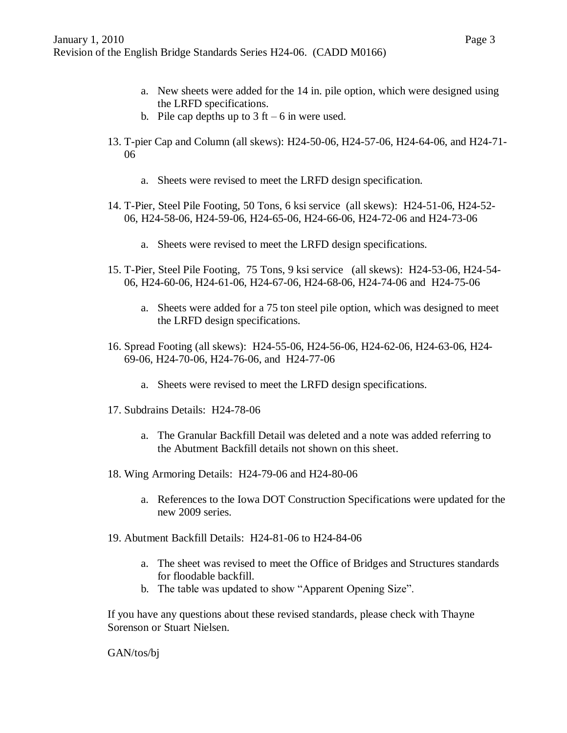a. New sheets were added for the 14 in. pile option, which were designed using the LRFD specifications.
b. Pile cap depths up to 3 ft – 6 in were used.

13. T-pier Cap and Column (all skews): H24-50-06, H24-57-06, H24-64-06, and H24-71-06

    a. Sheets were revised to meet the LRFD design specification.

14. T-Pier, Steel Pile Footing, 50 Tons, 6 ksi service (all skews): H24-51-06, H24-52-06, H24-58-06, H24-59-06, H24-65-06, H24-66-06, H24-72-06 and H24-73-06

    a. Sheets were revised to meet the LRFD design specifications.

15. T-Pier, Steel Pile Footing, 75 Tons, 9 ksi service (all skews): H24-53-06, H24-54-06, H24-60-06, H24-61-06, H24-67-06, H24-68-06, H24-74-06 and H24-75-06

    a. Sheets were added for a 75 ton steel pile option, which was designed to meet the LRFD design specifications.

16. Spread Footing (all skews): H24-55-06, H24-56-06, H24-62-06, H24-63-06, H24-69-06, H24-70-06, H24-76-06, and H24-77-06

    a. Sheets were revised to meet the LRFD design specifications.

17. Subdrains Details: H24-78-06

    a. The Granular Backfill Detail was deleted and a note was added referring to the Abutment Backfill details not shown on this sheet.

18. Wing Armoring Details: H24-79-06 and H24-80-06

    a. References to the Iowa DOT Construction Specifications were updated for the new 2009 series.

19. Abutment Backfill Details: H24-81-06 to H24-84-06

    a. The sheet was revised to meet the Office of Bridges and Structures standards for floodable backfill.
    b. The table was updated to show "Apparent Opening Size".

If you have any questions about these revised standards, please check with Thayne Sorenson or Stuart Nielsen.

GAN/tos/bj